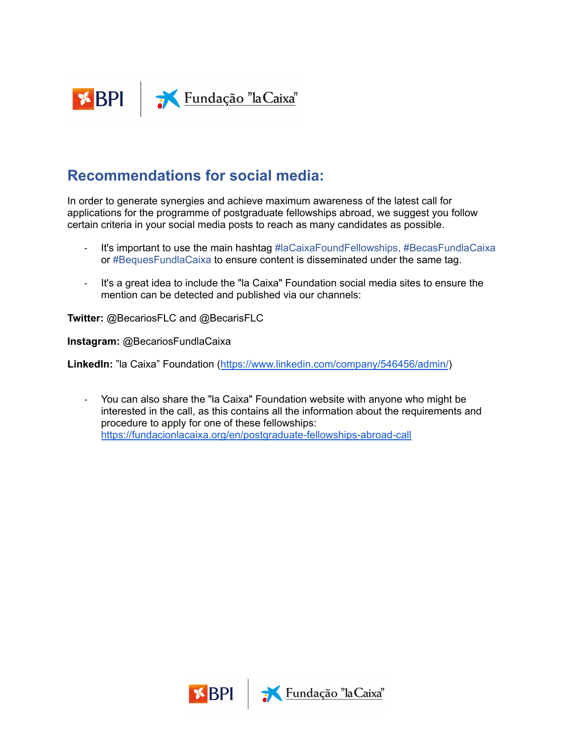## Recommendations for social media:

In order to generate synergies and achieve maximum awareness of the latest call for applications for the programme of postgraduate fellowships abroad, we suggest you follow certain criteria in your social media posts to reach as many candidates as possible.

- It's important to use the main hashtag #laCaixaFoundFellowships, #BecasFundlaCaixa or #BequesFundlaCaixa to ensure content is disseminated under the same tag.

- It's a great idea to include the "la Caixa" Foundation social media sites to ensure the mention can be detected and published via our channels:

**Twitter:** @BecariosFLC and @BecarisFLC

**Instagram:** @BecariosFundlaCaixa

**LinkedIn:** "la Caixa" Foundation (https://www.linkedin.com/company/546456/admin/)

- You can also share the "la Caixa" Foundation website with anyone who might be interested in the call, as this contains all the information about the requirements and procedure to apply for one of these fellowships: https://fundacionlacaixa.org/en/postgraduate-fellowships-abroad-call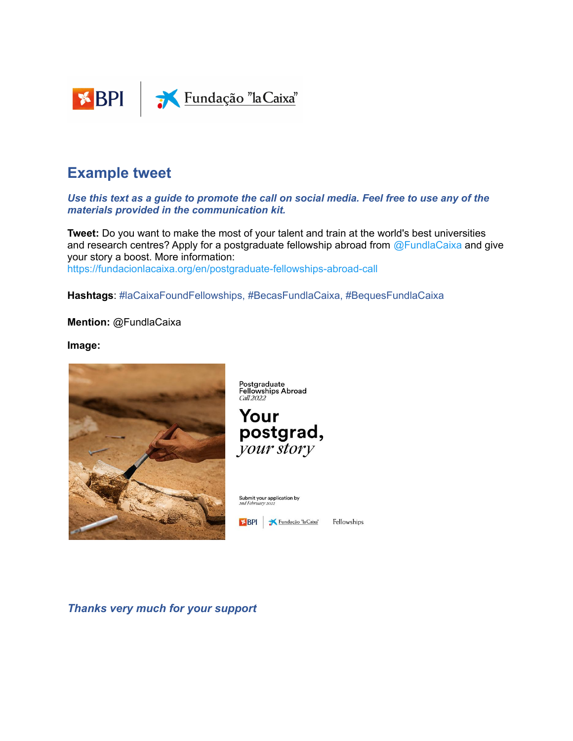## Example tweet

***Use this text as a guide to promote the call on social media. Feel free to use any of the materials provided in the communication kit.***

**Tweet:** Do you want to make the most of your talent and train at the world's best universities and research centres? Apply for a postgraduate fellowship abroad from @FundlaCaixa and give your story a boost. More information: https://fundacionlacaixa.org/en/postgraduate-fellowships-abroad-call

**Hashtags**: #laCaixaFoundFellowships, #BecasFundlaCaixa, #BequesFundlaCaixa

**Mention:** @FundlaCaixa

**Image:**

Postgraduate Fellowships Abroad
*Call 2022*

**Your postgrad,**
*your story*

Submit your application by
*2nd February 2022*

BPI | Fundação "la Caixa" Fellowships

***Thanks very much for your support***